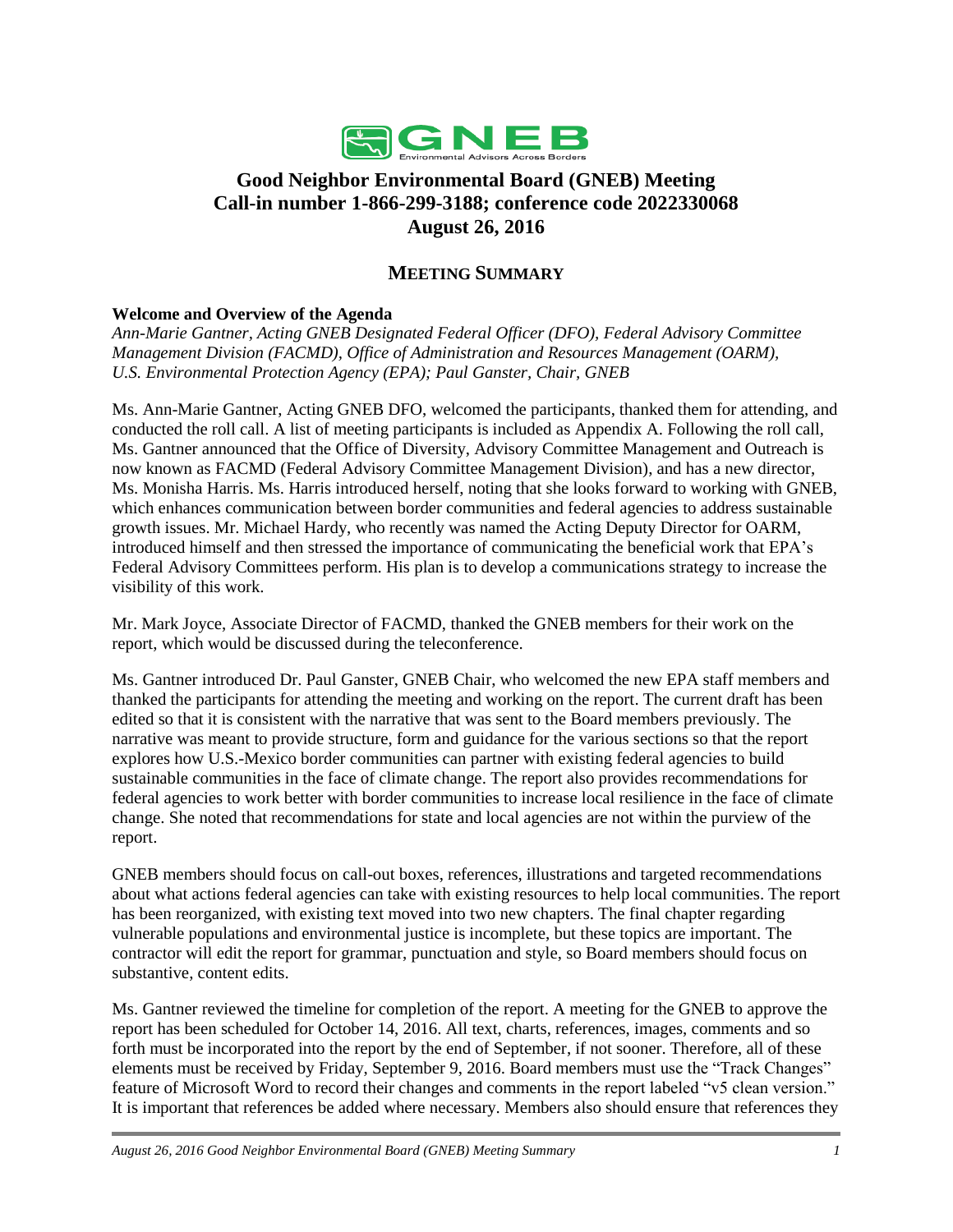# Good Neighbor Environmental Board (GNEB) Meeting
# Call-in number 1-866-299-3188; conference code 2022330068
# August 26, 2016

## MEETING SUMMARY

**Welcome and Overview of the Agenda**

*Ann-Marie Gantner, Acting GNEB Designated Federal Officer (DFO), Federal Advisory Committee Management Division (FACMD), Office of Administration and Resources Management (OARM), U.S. Environmental Protection Agency (EPA); Paul Ganster, Chair, GNEB*

Ms. Ann-Marie Gantner, Acting GNEB DFO, welcomed the participants, thanked them for attending, and conducted the roll call. A list of meeting participants is included as Appendix A. Following the roll call, Ms. Gantner announced that the Office of Diversity, Advisory Committee Management and Outreach is now known as FACMD (Federal Advisory Committee Management Division), and has a new director, Ms. Monisha Harris. Ms. Harris introduced herself, noting that she looks forward to working with GNEB, which enhances communication between border communities and federal agencies to address sustainable growth issues. Mr. Michael Hardy, who recently was named the Acting Deputy Director for OARM, introduced himself and then stressed the importance of communicating the beneficial work that EPA's Federal Advisory Committees perform. His plan is to develop a communications strategy to increase the visibility of this work.

Mr. Mark Joyce, Associate Director of FACMD, thanked the GNEB members for their work on the report, which would be discussed during the teleconference.

Ms. Gantner introduced Dr. Paul Ganster, GNEB Chair, who welcomed the new EPA staff members and thanked the participants for attending the meeting and working on the report. The current draft has been edited so that it is consistent with the narrative that was sent to the Board members previously. The narrative was meant to provide structure, form and guidance for the various sections so that the report explores how U.S.-Mexico border communities can partner with existing federal agencies to build sustainable communities in the face of climate change. The report also provides recommendations for federal agencies to work better with border communities to increase local resilience in the face of climate change. She noted that recommendations for state and local agencies are not within the purview of the report.

GNEB members should focus on call-out boxes, references, illustrations and targeted recommendations about what actions federal agencies can take with existing resources to help local communities. The report has been reorganized, with existing text moved into two new chapters. The final chapter regarding vulnerable populations and environmental justice is incomplete, but these topics are important. The contractor will edit the report for grammar, punctuation and style, so Board members should focus on substantive, content edits.

Ms. Gantner reviewed the timeline for completion of the report. A meeting for the GNEB to approve the report has been scheduled for October 14, 2016. All text, charts, references, images, comments and so forth must be incorporated into the report by the end of September, if not sooner. Therefore, all of these elements must be received by Friday, September 9, 2016. Board members must use the "Track Changes" feature of Microsoft Word to record their changes and comments in the report labeled "v5 clean version." It is important that references be added where necessary. Members also should ensure that references they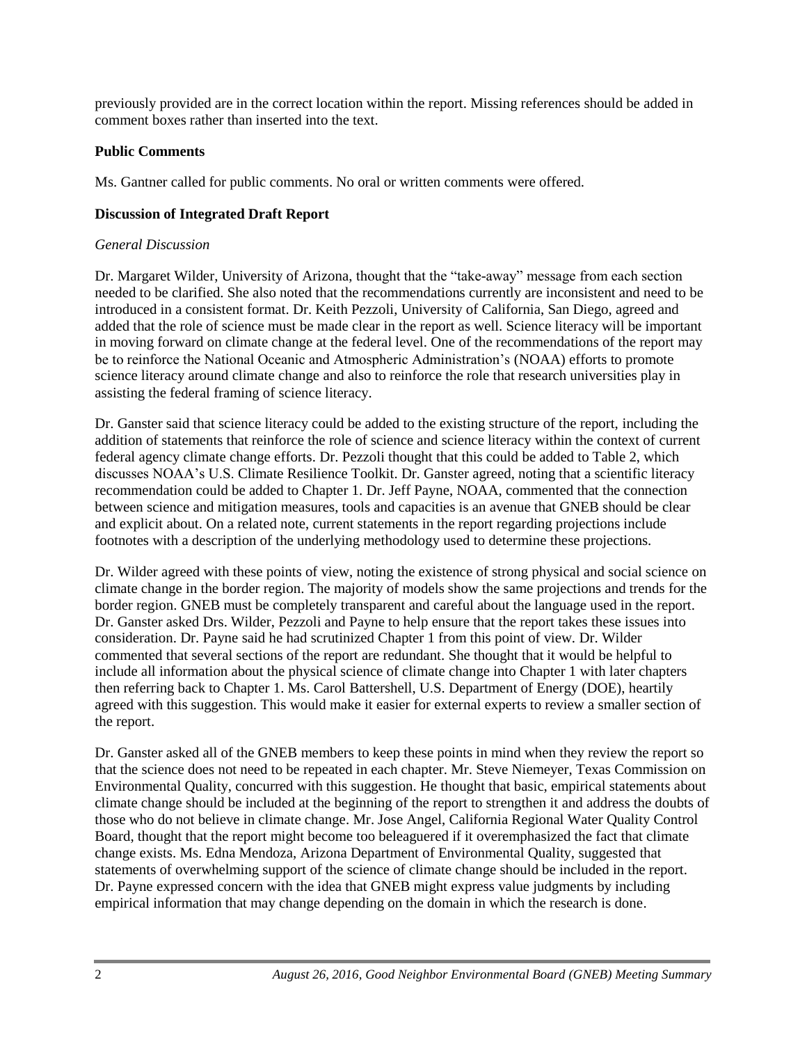previously provided are in the correct location within the report. Missing references should be added in comment boxes rather than inserted into the text.

**Public Comments**

Ms. Gantner called for public comments. No oral or written comments were offered.

**Discussion of Integrated Draft Report**

*General Discussion*

Dr. Margaret Wilder, University of Arizona, thought that the "take-away" message from each section needed to be clarified. She also noted that the recommendations currently are inconsistent and need to be introduced in a consistent format. Dr. Keith Pezzoli, University of California, San Diego, agreed and added that the role of science must be made clear in the report as well. Science literacy will be important in moving forward on climate change at the federal level. One of the recommendations of the report may be to reinforce the National Oceanic and Atmospheric Administration's (NOAA) efforts to promote science literacy around climate change and also to reinforce the role that research universities play in assisting the federal framing of science literacy.

Dr. Ganster said that science literacy could be added to the existing structure of the report, including the addition of statements that reinforce the role of science and science literacy within the context of current federal agency climate change efforts. Dr. Pezzoli thought that this could be added to Table 2, which discusses NOAA's U.S. Climate Resilience Toolkit. Dr. Ganster agreed, noting that a scientific literacy recommendation could be added to Chapter 1. Dr. Jeff Payne, NOAA, commented that the connection between science and mitigation measures, tools and capacities is an avenue that GNEB should be clear and explicit about. On a related note, current statements in the report regarding projections include footnotes with a description of the underlying methodology used to determine these projections.

Dr. Wilder agreed with these points of view, noting the existence of strong physical and social science on climate change in the border region. The majority of models show the same projections and trends for the border region. GNEB must be completely transparent and careful about the language used in the report. Dr. Ganster asked Drs. Wilder, Pezzoli and Payne to help ensure that the report takes these issues into consideration. Dr. Payne said he had scrutinized Chapter 1 from this point of view. Dr. Wilder commented that several sections of the report are redundant. She thought that it would be helpful to include all information about the physical science of climate change into Chapter 1 with later chapters then referring back to Chapter 1. Ms. Carol Battershell, U.S. Department of Energy (DOE), heartily agreed with this suggestion. This would make it easier for external experts to review a smaller section of the report.

Dr. Ganster asked all of the GNEB members to keep these points in mind when they review the report so that the science does not need to be repeated in each chapter. Mr. Steve Niemeyer, Texas Commission on Environmental Quality, concurred with this suggestion. He thought that basic, empirical statements about climate change should be included at the beginning of the report to strengthen it and address the doubts of those who do not believe in climate change. Mr. Jose Angel, California Regional Water Quality Control Board, thought that the report might become too beleaguered if it overemphasized the fact that climate change exists. Ms. Edna Mendoza, Arizona Department of Environmental Quality, suggested that statements of overwhelming support of the science of climate change should be included in the report. Dr. Payne expressed concern with the idea that GNEB might express value judgments by including empirical information that may change depending on the domain in which the research is done.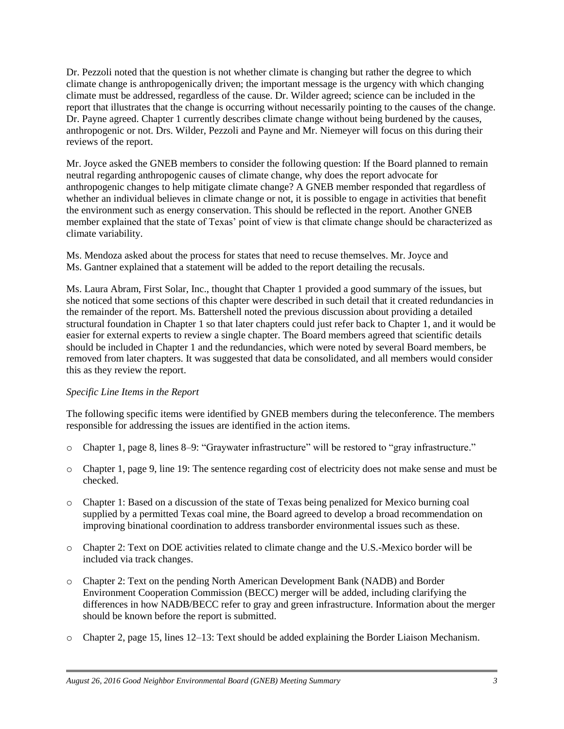Dr. Pezzoli noted that the question is not whether climate is changing but rather the degree to which climate change is anthropogenically driven; the important message is the urgency with which changing climate must be addressed, regardless of the cause. Dr. Wilder agreed; science can be included in the report that illustrates that the change is occurring without necessarily pointing to the causes of the change. Dr. Payne agreed. Chapter 1 currently describes climate change without being burdened by the causes, anthropogenic or not. Drs. Wilder, Pezzoli and Payne and Mr. Niemeyer will focus on this during their reviews of the report.

Mr. Joyce asked the GNEB members to consider the following question: If the Board planned to remain neutral regarding anthropogenic causes of climate change, why does the report advocate for anthropogenic changes to help mitigate climate change? A GNEB member responded that regardless of whether an individual believes in climate change or not, it is possible to engage in activities that benefit the environment such as energy conservation. This should be reflected in the report. Another GNEB member explained that the state of Texas' point of view is that climate change should be characterized as climate variability.

Ms. Mendoza asked about the process for states that need to recuse themselves. Mr. Joyce and Ms. Gantner explained that a statement will be added to the report detailing the recusals.

Ms. Laura Abram, First Solar, Inc., thought that Chapter 1 provided a good summary of the issues, but she noticed that some sections of this chapter were described in such detail that it created redundancies in the remainder of the report. Ms. Battershell noted the previous discussion about providing a detailed structural foundation in Chapter 1 so that later chapters could just refer back to Chapter 1, and it would be easier for external experts to review a single chapter. The Board members agreed that scientific details should be included in Chapter 1 and the redundancies, which were noted by several Board members, be removed from later chapters. It was suggested that data be consolidated, and all members would consider this as they review the report.

*Specific Line Items in the Report*

The following specific items were identified by GNEB members during the teleconference. The members responsible for addressing the issues are identified in the action items.

- Chapter 1, page 8, lines 8–9: "Graywater infrastructure" will be restored to "gray infrastructure."
- Chapter 1, page 9, line 19: The sentence regarding cost of electricity does not make sense and must be checked.
- Chapter 1: Based on a discussion of the state of Texas being penalized for Mexico burning coal supplied by a permitted Texas coal mine, the Board agreed to develop a broad recommendation on improving binational coordination to address transborder environmental issues such as these.
- Chapter 2: Text on DOE activities related to climate change and the U.S.-Mexico border will be included via track changes.
- Chapter 2: Text on the pending North American Development Bank (NADB) and Border Environment Cooperation Commission (BECC) merger will be added, including clarifying the differences in how NADB/BECC refer to gray and green infrastructure. Information about the merger should be known before the report is submitted.
- Chapter 2, page 15, lines 12–13: Text should be added explaining the Border Liaison Mechanism.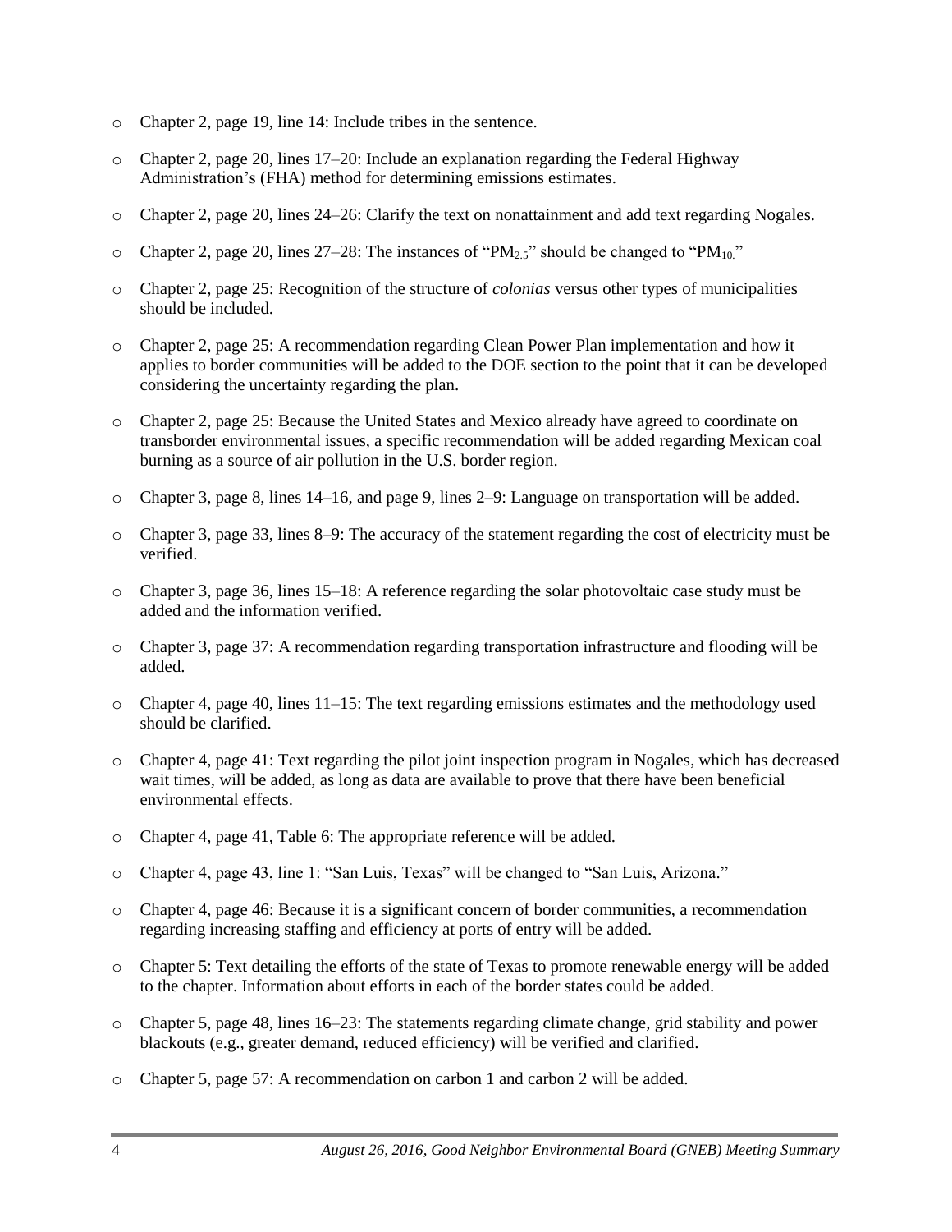- Chapter 2, page 19, line 14: Include tribes in the sentence.
- Chapter 2, page 20, lines 17–20: Include an explanation regarding the Federal Highway Administration's (FHA) method for determining emissions estimates.
- Chapter 2, page 20, lines 24–26: Clarify the text on nonattainment and add text regarding Nogales.
- Chapter 2, page 20, lines 27–28: The instances of "$PM_{2.5}$" should be changed to "$PM_{10}$."
- Chapter 2, page 25: Recognition of the structure of *colonias* versus other types of municipalities should be included.
- Chapter 2, page 25: A recommendation regarding Clean Power Plan implementation and how it applies to border communities will be added to the DOE section to the point that it can be developed considering the uncertainty regarding the plan.
- Chapter 2, page 25: Because the United States and Mexico already have agreed to coordinate on transborder environmental issues, a specific recommendation will be added regarding Mexican coal burning as a source of air pollution in the U.S. border region.
- Chapter 3, page 8, lines 14–16, and page 9, lines 2–9: Language on transportation will be added.
- Chapter 3, page 33, lines 8–9: The accuracy of the statement regarding the cost of electricity must be verified.
- Chapter 3, page 36, lines 15–18: A reference regarding the solar photovoltaic case study must be added and the information verified.
- Chapter 3, page 37: A recommendation regarding transportation infrastructure and flooding will be added.
- Chapter 4, page 40, lines 11–15: The text regarding emissions estimates and the methodology used should be clarified.
- Chapter 4, page 41: Text regarding the pilot joint inspection program in Nogales, which has decreased wait times, will be added, as long as data are available to prove that there have been beneficial environmental effects.
- Chapter 4, page 41, Table 6: The appropriate reference will be added.
- Chapter 4, page 43, line 1: "San Luis, Texas" will be changed to "San Luis, Arizona."
- Chapter 4, page 46: Because it is a significant concern of border communities, a recommendation regarding increasing staffing and efficiency at ports of entry will be added.
- Chapter 5: Text detailing the efforts of the state of Texas to promote renewable energy will be added to the chapter. Information about efforts in each of the border states could be added.
- Chapter 5, page 48, lines 16–23: The statements regarding climate change, grid stability and power blackouts (e.g., greater demand, reduced efficiency) will be verified and clarified.
- Chapter 5, page 57: A recommendation on carbon 1 and carbon 2 will be added.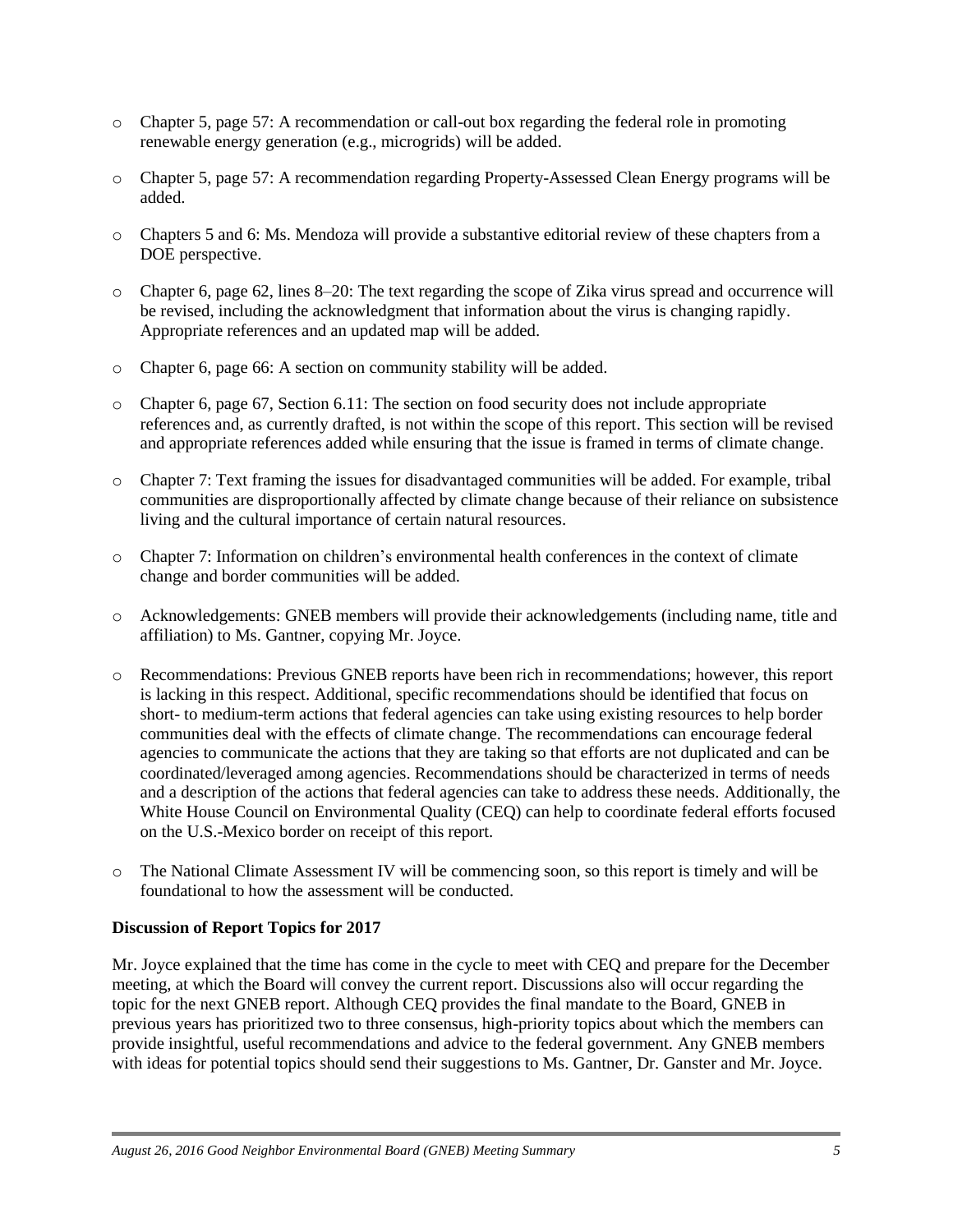- Chapter 5, page 57: A recommendation or call-out box regarding the federal role in promoting renewable energy generation (e.g., microgrids) will be added.
- Chapter 5, page 57: A recommendation regarding Property-Assessed Clean Energy programs will be added.
- Chapters 5 and 6: Ms. Mendoza will provide a substantive editorial review of these chapters from a DOE perspective.
- Chapter 6, page 62, lines 8–20: The text regarding the scope of Zika virus spread and occurrence will be revised, including the acknowledgment that information about the virus is changing rapidly. Appropriate references and an updated map will be added.
- Chapter 6, page 66: A section on community stability will be added.
- Chapter 6, page 67, Section 6.11: The section on food security does not include appropriate references and, as currently drafted, is not within the scope of this report. This section will be revised and appropriate references added while ensuring that the issue is framed in terms of climate change.
- Chapter 7: Text framing the issues for disadvantaged communities will be added. For example, tribal communities are disproportionally affected by climate change because of their reliance on subsistence living and the cultural importance of certain natural resources.
- Chapter 7: Information on children's environmental health conferences in the context of climate change and border communities will be added.
- Acknowledgements: GNEB members will provide their acknowledgements (including name, title and affiliation) to Ms. Gantner, copying Mr. Joyce.
- Recommendations: Previous GNEB reports have been rich in recommendations; however, this report is lacking in this respect. Additional, specific recommendations should be identified that focus on short- to medium-term actions that federal agencies can take using existing resources to help border communities deal with the effects of climate change. The recommendations can encourage federal agencies to communicate the actions that they are taking so that efforts are not duplicated and can be coordinated/leveraged among agencies. Recommendations should be characterized in terms of needs and a description of the actions that federal agencies can take to address these needs. Additionally, the White House Council on Environmental Quality (CEQ) can help to coordinate federal efforts focused on the U.S.-Mexico border on receipt of this report.
- The National Climate Assessment IV will be commencing soon, so this report is timely and will be foundational to how the assessment will be conducted.

**Discussion of Report Topics for 2017**

Mr. Joyce explained that the time has come in the cycle to meet with CEQ and prepare for the December meeting, at which the Board will convey the current report. Discussions also will occur regarding the topic for the next GNEB report. Although CEQ provides the final mandate to the Board, GNEB in previous years has prioritized two to three consensus, high-priority topics about which the members can provide insightful, useful recommendations and advice to the federal government. Any GNEB members with ideas for potential topics should send their suggestions to Ms. Gantner, Dr. Ganster and Mr. Joyce.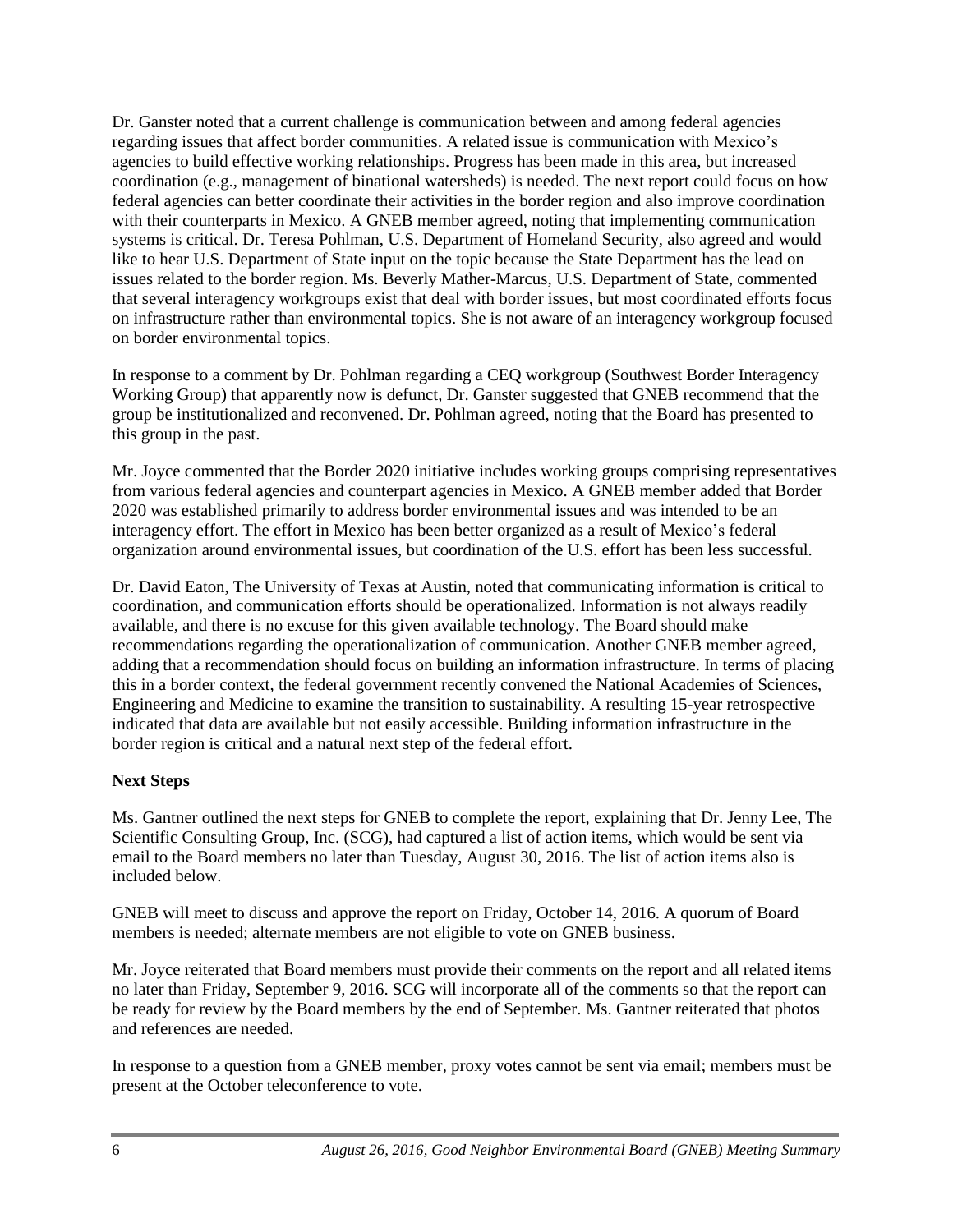Dr. Ganster noted that a current challenge is communication between and among federal agencies regarding issues that affect border communities. A related issue is communication with Mexico's agencies to build effective working relationships. Progress has been made in this area, but increased coordination (e.g., management of binational watersheds) is needed. The next report could focus on how federal agencies can better coordinate their activities in the border region and also improve coordination with their counterparts in Mexico. A GNEB member agreed, noting that implementing communication systems is critical. Dr. Teresa Pohlman, U.S. Department of Homeland Security, also agreed and would like to hear U.S. Department of State input on the topic because the State Department has the lead on issues related to the border region. Ms. Beverly Mather-Marcus, U.S. Department of State, commented that several interagency workgroups exist that deal with border issues, but most coordinated efforts focus on infrastructure rather than environmental topics. She is not aware of an interagency workgroup focused on border environmental topics.

In response to a comment by Dr. Pohlman regarding a CEQ workgroup (Southwest Border Interagency Working Group) that apparently now is defunct, Dr. Ganster suggested that GNEB recommend that the group be institutionalized and reconvened. Dr. Pohlman agreed, noting that the Board has presented to this group in the past.

Mr. Joyce commented that the Border 2020 initiative includes working groups comprising representatives from various federal agencies and counterpart agencies in Mexico. A GNEB member added that Border 2020 was established primarily to address border environmental issues and was intended to be an interagency effort. The effort in Mexico has been better organized as a result of Mexico's federal organization around environmental issues, but coordination of the U.S. effort has been less successful.

Dr. David Eaton, The University of Texas at Austin, noted that communicating information is critical to coordination, and communication efforts should be operationalized. Information is not always readily available, and there is no excuse for this given available technology. The Board should make recommendations regarding the operationalization of communication. Another GNEB member agreed, adding that a recommendation should focus on building an information infrastructure. In terms of placing this in a border context, the federal government recently convened the National Academies of Sciences, Engineering and Medicine to examine the transition to sustainability. A resulting 15-year retrospective indicated that data are available but not easily accessible. Building information infrastructure in the border region is critical and a natural next step of the federal effort.

**Next Steps**

Ms. Gantner outlined the next steps for GNEB to complete the report, explaining that Dr. Jenny Lee, The Scientific Consulting Group, Inc. (SCG), had captured a list of action items, which would be sent via email to the Board members no later than Tuesday, August 30, 2016. The list of action items also is included below.

GNEB will meet to discuss and approve the report on Friday, October 14, 2016. A quorum of Board members is needed; alternate members are not eligible to vote on GNEB business.

Mr. Joyce reiterated that Board members must provide their comments on the report and all related items no later than Friday, September 9, 2016. SCG will incorporate all of the comments so that the report can be ready for review by the Board members by the end of September. Ms. Gantner reiterated that photos and references are needed.

In response to a question from a GNEB member, proxy votes cannot be sent via email; members must be present at the October teleconference to vote.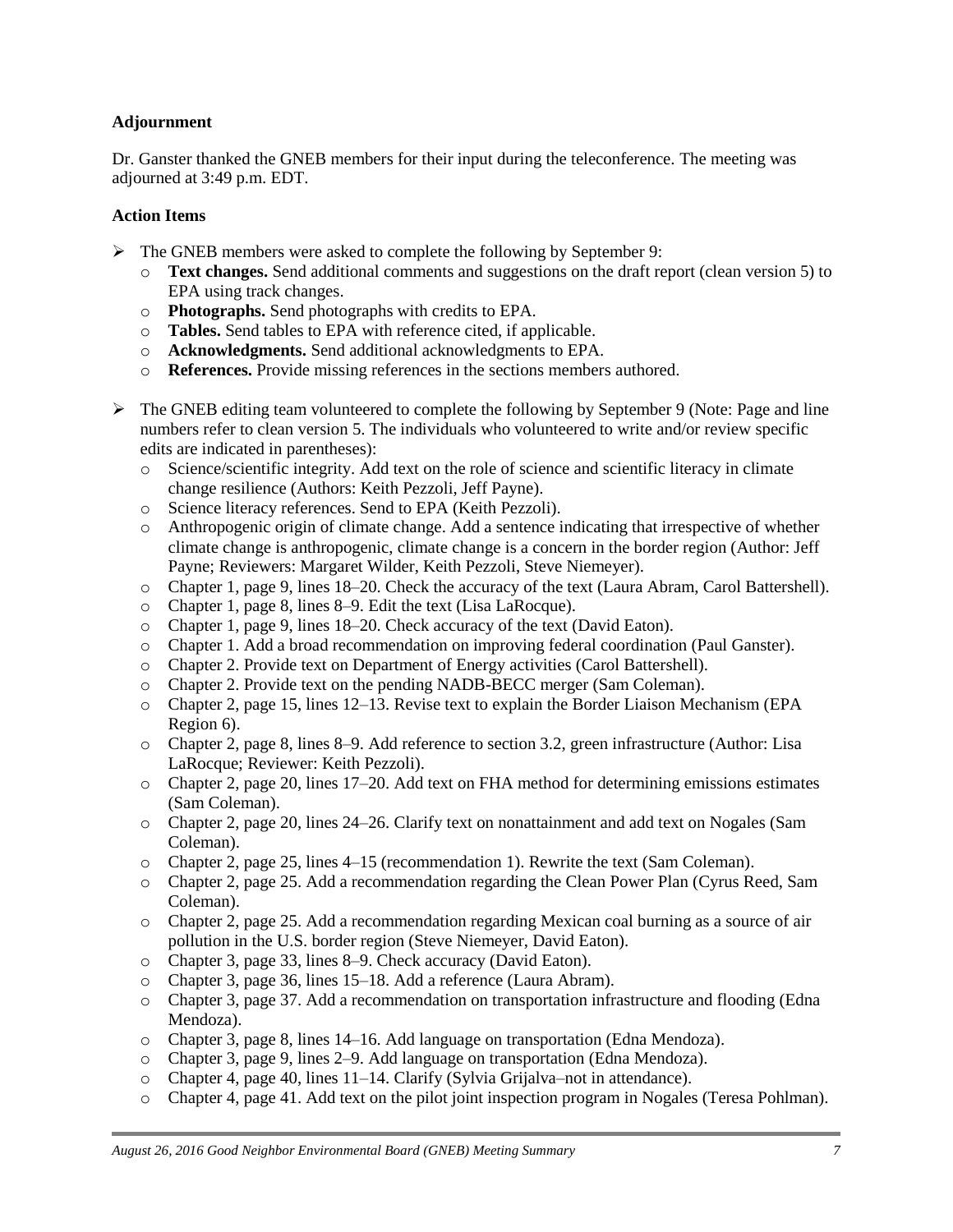**Adjournment**

Dr. Ganster thanked the GNEB members for their input during the teleconference. The meeting was adjourned at 3:49 p.m. EDT.

**Action Items**

- The GNEB members were asked to complete the following by September 9:
  - **Text changes.** Send additional comments and suggestions on the draft report (clean version 5) to EPA using track changes.
  - **Photographs.** Send photographs with credits to EPA.
  - **Tables.** Send tables to EPA with reference cited, if applicable.
  - **Acknowledgments.** Send additional acknowledgments to EPA.
  - **References.** Provide missing references in the sections members authored.

- The GNEB editing team volunteered to complete the following by September 9 (Note: Page and line numbers refer to clean version 5. The individuals who volunteered to write and/or review specific edits are indicated in parentheses):
  - Science/scientific integrity. Add text on the role of science and scientific literacy in climate change resilience (Authors: Keith Pezzoli, Jeff Payne).
  - Science literacy references. Send to EPA (Keith Pezzoli).
  - Anthropogenic origin of climate change. Add a sentence indicating that irrespective of whether climate change is anthropogenic, climate change is a concern in the border region (Author: Jeff Payne; Reviewers: Margaret Wilder, Keith Pezzoli, Steve Niemeyer).
  - Chapter 1, page 9, lines 18–20. Check the accuracy of the text (Laura Abram, Carol Battershell).
  - Chapter 1, page 8, lines 8–9. Edit the text (Lisa LaRocque).
  - Chapter 1, page 9, lines 18–20. Check accuracy of the text (David Eaton).
  - Chapter 1. Add a broad recommendation on improving federal coordination (Paul Ganster).
  - Chapter 2. Provide text on Department of Energy activities (Carol Battershell).
  - Chapter 2. Provide text on the pending NADB-BECC merger (Sam Coleman).
  - Chapter 2, page 15, lines 12–13. Revise text to explain the Border Liaison Mechanism (EPA Region 6).
  - Chapter 2, page 8, lines 8–9. Add reference to section 3.2, green infrastructure (Author: Lisa LaRocque; Reviewer: Keith Pezzoli).
  - Chapter 2, page 20, lines 17–20. Add text on FHA method for determining emissions estimates (Sam Coleman).
  - Chapter 2, page 20, lines 24–26. Clarify text on nonattainment and add text on Nogales (Sam Coleman).
  - Chapter 2, page 25, lines 4–15 (recommendation 1). Rewrite the text (Sam Coleman).
  - Chapter 2, page 25. Add a recommendation regarding the Clean Power Plan (Cyrus Reed, Sam Coleman).
  - Chapter 2, page 25. Add a recommendation regarding Mexican coal burning as a source of air pollution in the U.S. border region (Steve Niemeyer, David Eaton).
  - Chapter 3, page 33, lines 8–9. Check accuracy (David Eaton).
  - Chapter 3, page 36, lines 15–18. Add a reference (Laura Abram).
  - Chapter 3, page 37. Add a recommendation on transportation infrastructure and flooding (Edna Mendoza).
  - Chapter 3, page 8, lines 14–16. Add language on transportation (Edna Mendoza).
  - Chapter 3, page 9, lines 2–9. Add language on transportation (Edna Mendoza).
  - Chapter 4, page 40, lines 11–14. Clarify (Sylvia Grijalva–not in attendance).
  - Chapter 4, page 41. Add text on the pilot joint inspection program in Nogales (Teresa Pohlman).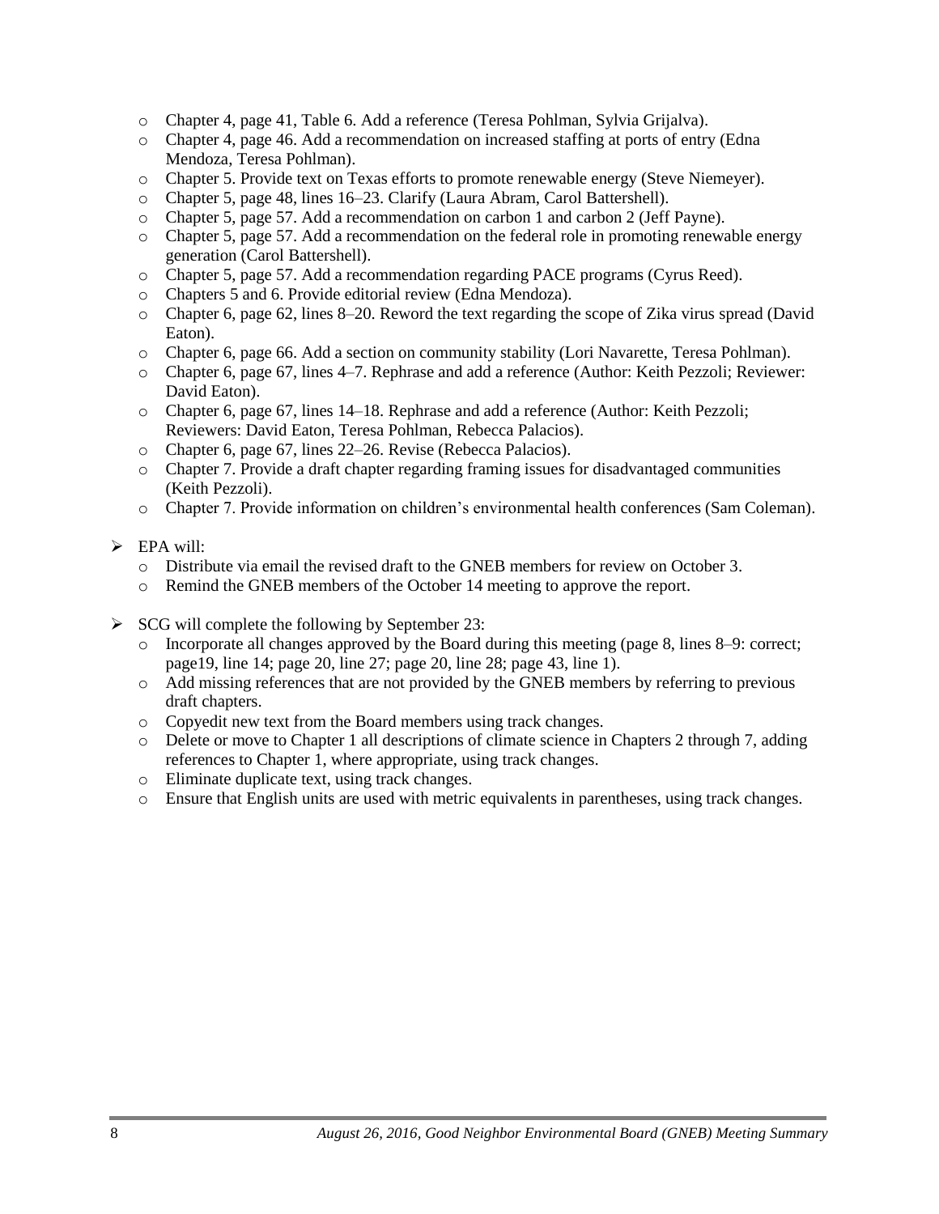- Chapter 4, page 41, Table 6. Add a reference (Teresa Pohlman, Sylvia Grijalva).
- Chapter 4, page 46. Add a recommendation on increased staffing at ports of entry (Edna Mendoza, Teresa Pohlman).
- Chapter 5. Provide text on Texas efforts to promote renewable energy (Steve Niemeyer).
- Chapter 5, page 48, lines 16–23. Clarify (Laura Abram, Carol Battershell).
- Chapter 5, page 57. Add a recommendation on carbon 1 and carbon 2 (Jeff Payne).
- Chapter 5, page 57. Add a recommendation on the federal role in promoting renewable energy generation (Carol Battershell).
- Chapter 5, page 57. Add a recommendation regarding PACE programs (Cyrus Reed).
- Chapters 5 and 6. Provide editorial review (Edna Mendoza).
- Chapter 6, page 62, lines 8–20. Reword the text regarding the scope of Zika virus spread (David Eaton).
- Chapter 6, page 66. Add a section on community stability (Lori Navarette, Teresa Pohlman).
- Chapter 6, page 67, lines 4–7. Rephrase and add a reference (Author: Keith Pezzoli; Reviewer: David Eaton).
- Chapter 6, page 67, lines 14–18. Rephrase and add a reference (Author: Keith Pezzoli; Reviewers: David Eaton, Teresa Pohlman, Rebecca Palacios).
- Chapter 6, page 67, lines 22–26. Revise (Rebecca Palacios).
- Chapter 7. Provide a draft chapter regarding framing issues for disadvantaged communities (Keith Pezzoli).
- Chapter 7. Provide information on children's environmental health conferences (Sam Coleman).

- EPA will:
  - Distribute via email the revised draft to the GNEB members for review on October 3.
  - Remind the GNEB members of the October 14 meeting to approve the report.

- SCG will complete the following by September 23:
  - Incorporate all changes approved by the Board during this meeting (page 8, lines 8–9: correct; page19, line 14; page 20, line 27; page 20, line 28; page 43, line 1).
  - Add missing references that are not provided by the GNEB members by referring to previous draft chapters.
  - Copyedit new text from the Board members using track changes.
  - Delete or move to Chapter 1 all descriptions of climate science in Chapters 2 through 7, adding references to Chapter 1, where appropriate, using track changes.
  - Eliminate duplicate text, using track changes.
  - Ensure that English units are used with metric equivalents in parentheses, using track changes.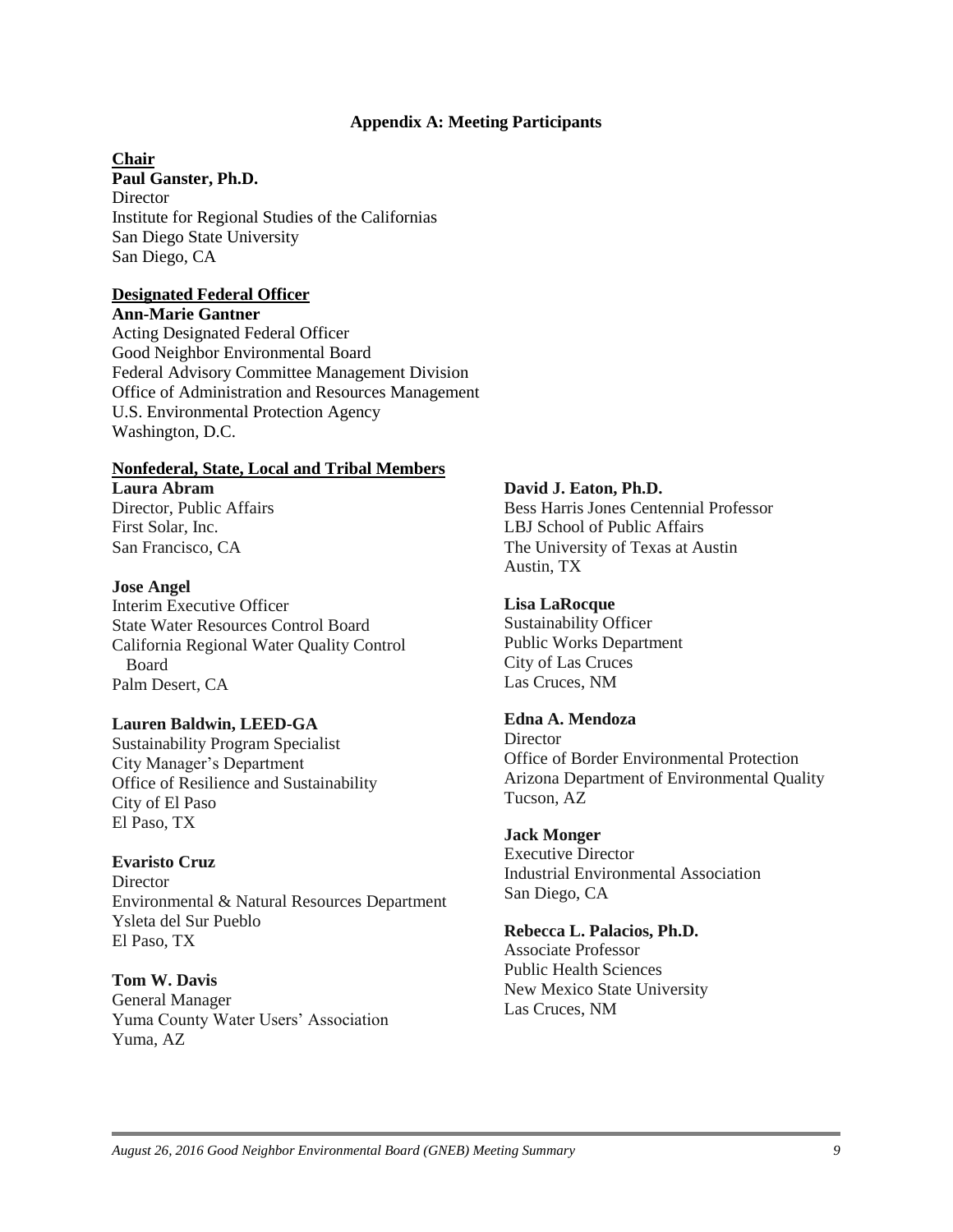## Appendix A: Meeting Participants

**Chair**

**Paul Ganster, Ph.D.**
Director
Institute for Regional Studies of the Californias
San Diego State University
San Diego, CA

**Designated Federal Officer**

**Ann-Marie Gantner**
Acting Designated Federal Officer
Good Neighbor Environmental Board
Federal Advisory Committee Management Division
Office of Administration and Resources Management
U.S. Environmental Protection Agency
Washington, D.C.

**Nonfederal, State, Local and Tribal Members**

**Laura Abram**
Director, Public Affairs
First Solar, Inc.
San Francisco, CA

**Jose Angel**
Interim Executive Officer
State Water Resources Control Board
California Regional Water Quality Control Board
Palm Desert, CA

**Lauren Baldwin, LEED-GA**
Sustainability Program Specialist
City Manager's Department
Office of Resilience and Sustainability
City of El Paso
El Paso, TX

**Evaristo Cruz**
Director
Environmental & Natural Resources Department
Ysleta del Sur Pueblo
El Paso, TX

**Tom W. Davis**
General Manager
Yuma County Water Users' Association
Yuma, AZ

**David J. Eaton, Ph.D.**
Bess Harris Jones Centennial Professor
LBJ School of Public Affairs
The University of Texas at Austin
Austin, TX

**Lisa LaRocque**
Sustainability Officer
Public Works Department
City of Las Cruces
Las Cruces, NM

**Edna A. Mendoza**
Director
Office of Border Environmental Protection
Arizona Department of Environmental Quality
Tucson, AZ

**Jack Monger**
Executive Director
Industrial Environmental Association
San Diego, CA

**Rebecca L. Palacios, Ph.D.**
Associate Professor
Public Health Sciences
New Mexico State University
Las Cruces, NM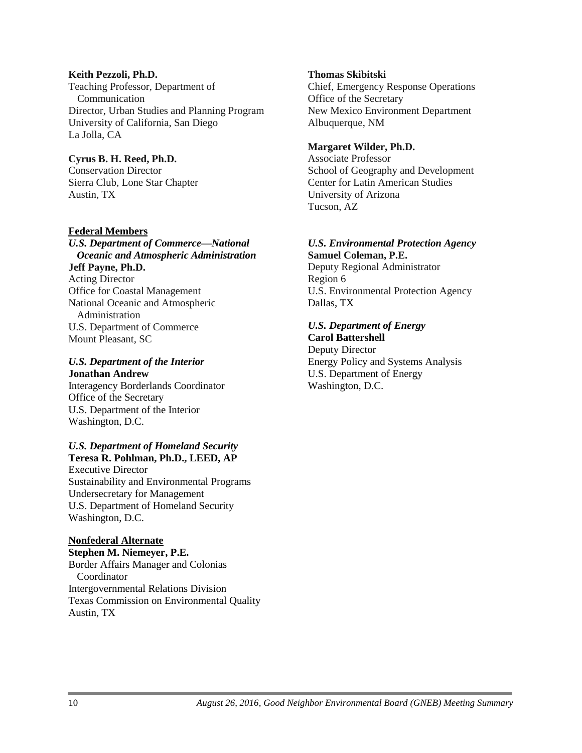**Keith Pezzoli, Ph.D.**
Teaching Professor, Department of Communication
Director, Urban Studies and Planning Program
University of California, San Diego
La Jolla, CA

**Cyrus B. H. Reed, Ph.D.**
Conservation Director
Sierra Club, Lone Star Chapter
Austin, TX

**Federal Members**

***U.S. Department of Commerce—National Oceanic and Atmospheric Administration***
**Jeff Payne, Ph.D.**
Acting Director
Office for Coastal Management
National Oceanic and Atmospheric Administration
U.S. Department of Commerce
Mount Pleasant, SC

***U.S. Department of the Interior***
**Jonathan Andrew**
Interagency Borderlands Coordinator
Office of the Secretary
U.S. Department of the Interior
Washington, D.C.

***U.S. Department of Homeland Security***
**Teresa R. Pohlman, Ph.D., LEED, AP**
Executive Director
Sustainability and Environmental Programs
Undersecretary for Management
U.S. Department of Homeland Security
Washington, D.C.

**Nonfederal Alternate**

**Stephen M. Niemeyer, P.E.**
Border Affairs Manager and Colonias Coordinator
Intergovernmental Relations Division
Texas Commission on Environmental Quality
Austin, TX

**Thomas Skibitski**
Chief, Emergency Response Operations
Office of the Secretary
New Mexico Environment Department
Albuquerque, NM

**Margaret Wilder, Ph.D.**
Associate Professor
School of Geography and Development
Center for Latin American Studies
University of Arizona
Tucson, AZ

***U.S. Environmental Protection Agency***
**Samuel Coleman, P.E.**
Deputy Regional Administrator
Region 6
U.S. Environmental Protection Agency
Dallas, TX

***U.S. Department of Energy***
**Carol Battershell**
Deputy Director
Energy Policy and Systems Analysis
U.S. Department of Energy
Washington, D.C.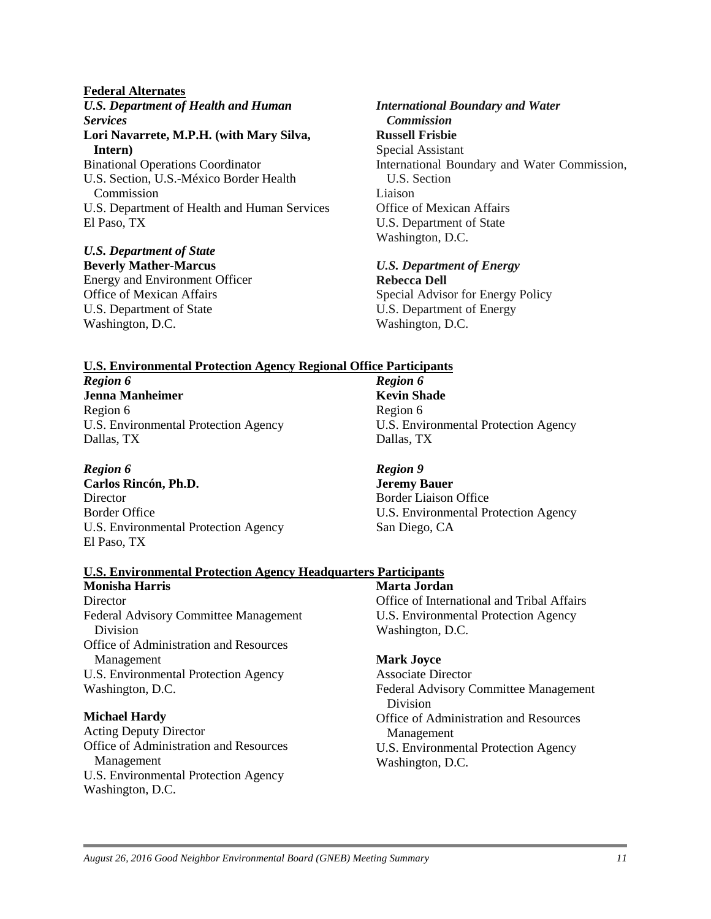**Federal Alternates**

***U.S. Department of Health and Human Services***
**Lori Navarrete, M.P.H. (with Mary Silva, Intern)**
Binational Operations Coordinator
U.S. Section, U.S.-México Border Health Commission
U.S. Department of Health and Human Services
El Paso, TX

***U.S. Department of State***
**Beverly Mather-Marcus**
Energy and Environment Officer
Office of Mexican Affairs
U.S. Department of State
Washington, D.C.

***International Boundary and Water Commission***
**Russell Frisbie**
Special Assistant
International Boundary and Water Commission, U.S. Section
Liaison
Office of Mexican Affairs
U.S. Department of State
Washington, D.C.

***U.S. Department of Energy***
**Rebecca Dell**
Special Advisor for Energy Policy
U.S. Department of Energy
Washington, D.C.

**U.S. Environmental Protection Agency Regional Office Participants**

***Region 6***
**Jenna Manheimer**
Region 6
U.S. Environmental Protection Agency
Dallas, TX

***Region 6***
**Carlos Rincón, Ph.D.**
Director
Border Office
U.S. Environmental Protection Agency
El Paso, TX

***Region 6***
**Kevin Shade**
Region 6
U.S. Environmental Protection Agency
Dallas, TX

***Region 9***
**Jeremy Bauer**
Border Liaison Office
U.S. Environmental Protection Agency
San Diego, CA

**U.S. Environmental Protection Agency Headquarters Participants**

**Monisha Harris**
Director
Federal Advisory Committee Management Division
Office of Administration and Resources Management
U.S. Environmental Protection Agency
Washington, D.C.

**Michael Hardy**
Acting Deputy Director
Office of Administration and Resources Management
U.S. Environmental Protection Agency
Washington, D.C.

**Marta Jordan**
Office of International and Tribal Affairs
U.S. Environmental Protection Agency
Washington, D.C.

**Mark Joyce**
Associate Director
Federal Advisory Committee Management Division
Office of Administration and Resources Management
U.S. Environmental Protection Agency
Washington, D.C.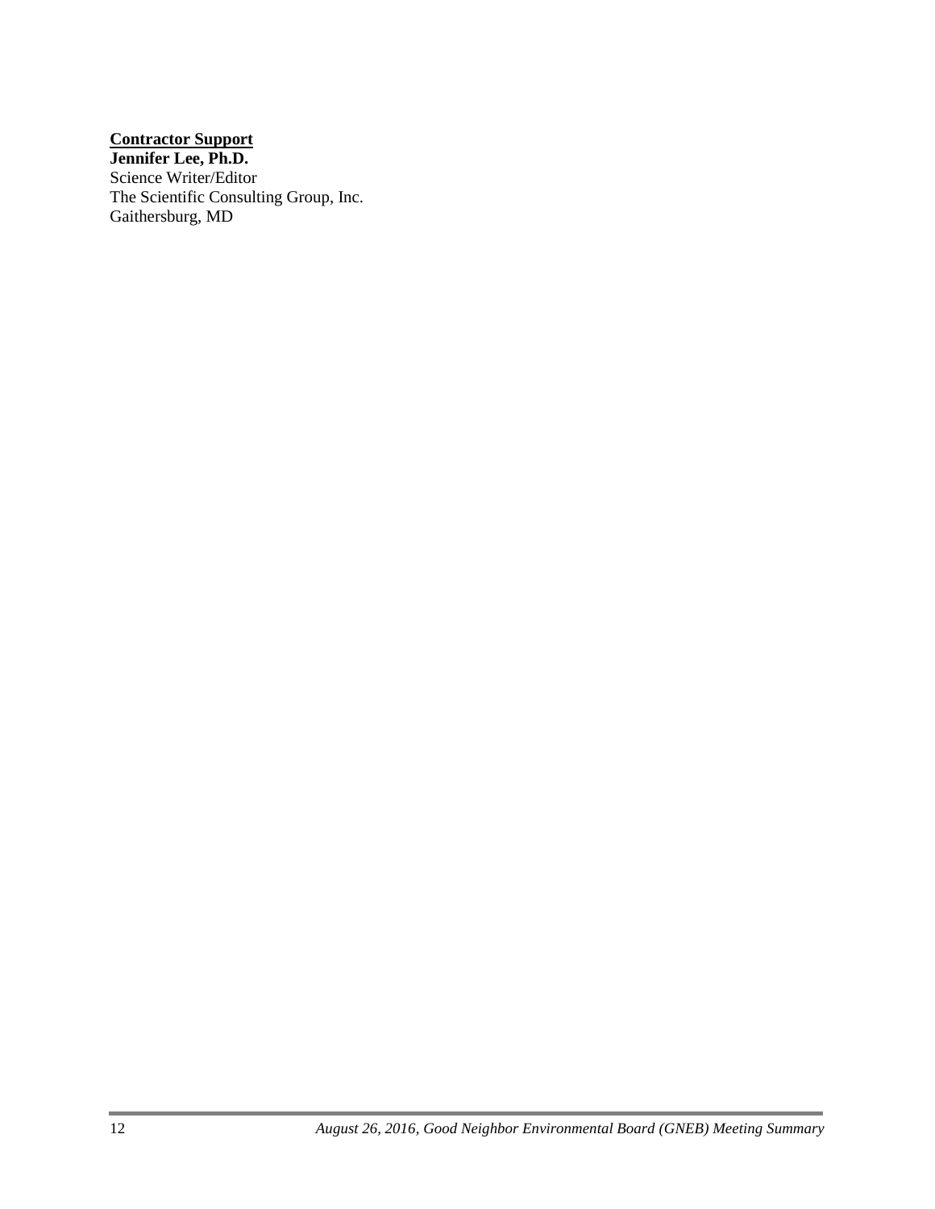**Contractor Support**

**Jennifer Lee, Ph.D.**
Science Writer/Editor
The Scientific Consulting Group, Inc.
Gaithersburg, MD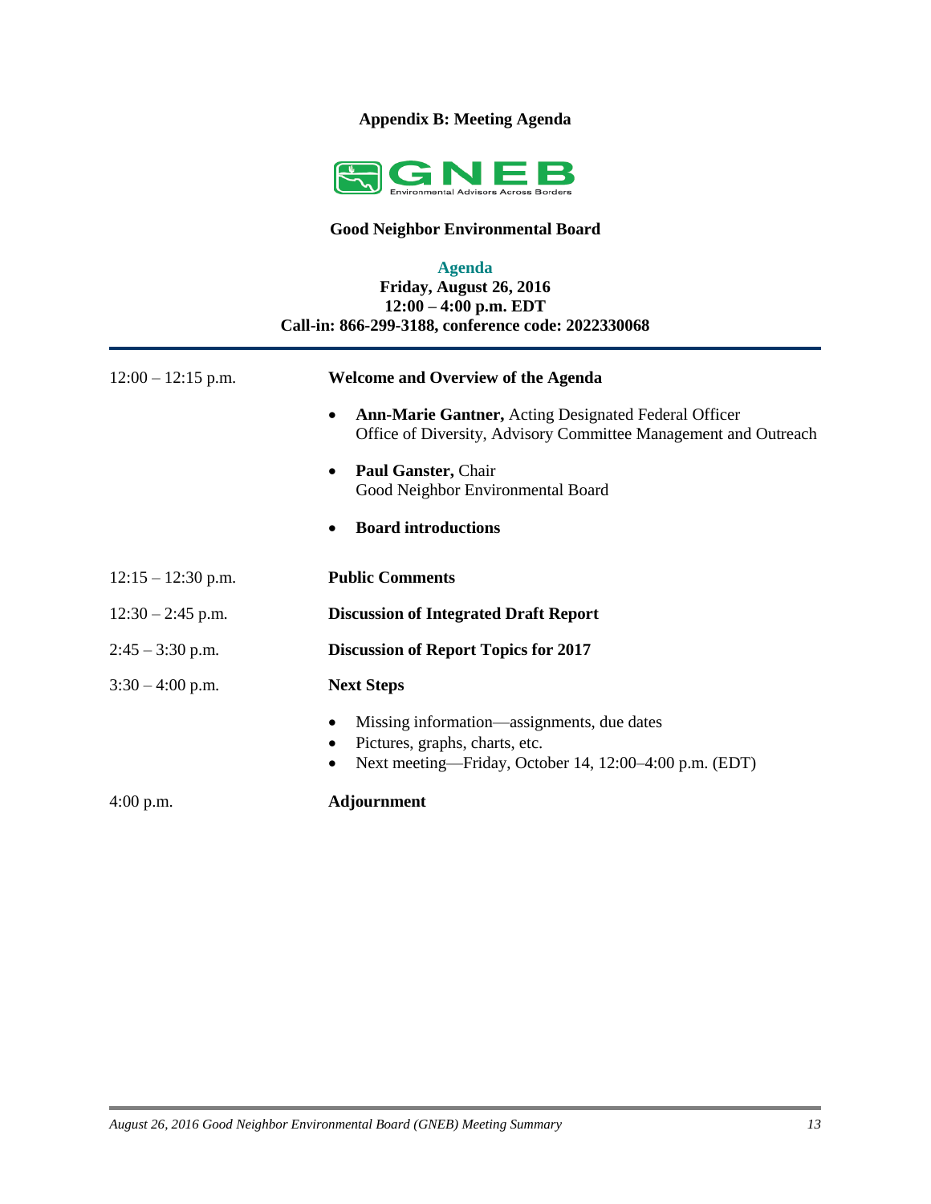## Appendix B: Meeting Agenda

GNEB
Environmental Advisors Across Borders

**Good Neighbor Environmental Board**

**Agenda**
**Friday, August 26, 2016**
**12:00 – 4:00 p.m. EDT**
**Call-in: 866-299-3188, conference code: 2022330068**

| | |
|---|---|
| 12:00 – 12:15 p.m. | **Welcome and Overview of the Agenda**<br>• **Ann-Marie Gantner,** Acting Designated Federal Officer<br>Office of Diversity, Advisory Committee Management and Outreach<br>• **Paul Ganster,** Chair<br>Good Neighbor Environmental Board<br>• **Board introductions** |
| 12:15 – 12:30 p.m. | **Public Comments** |
| 12:30 – 2:45 p.m. | **Discussion of Integrated Draft Report** |
| 2:45 – 3:30 p.m. | **Discussion of Report Topics for 2017** |
| 3:30 – 4:00 p.m. | **Next Steps**<br>• Missing information—assignments, due dates<br>• Pictures, graphs, charts, etc.<br>• Next meeting—Friday, October 14, 12:00–4:00 p.m. (EDT) |
| 4:00 p.m. | **Adjournment** |